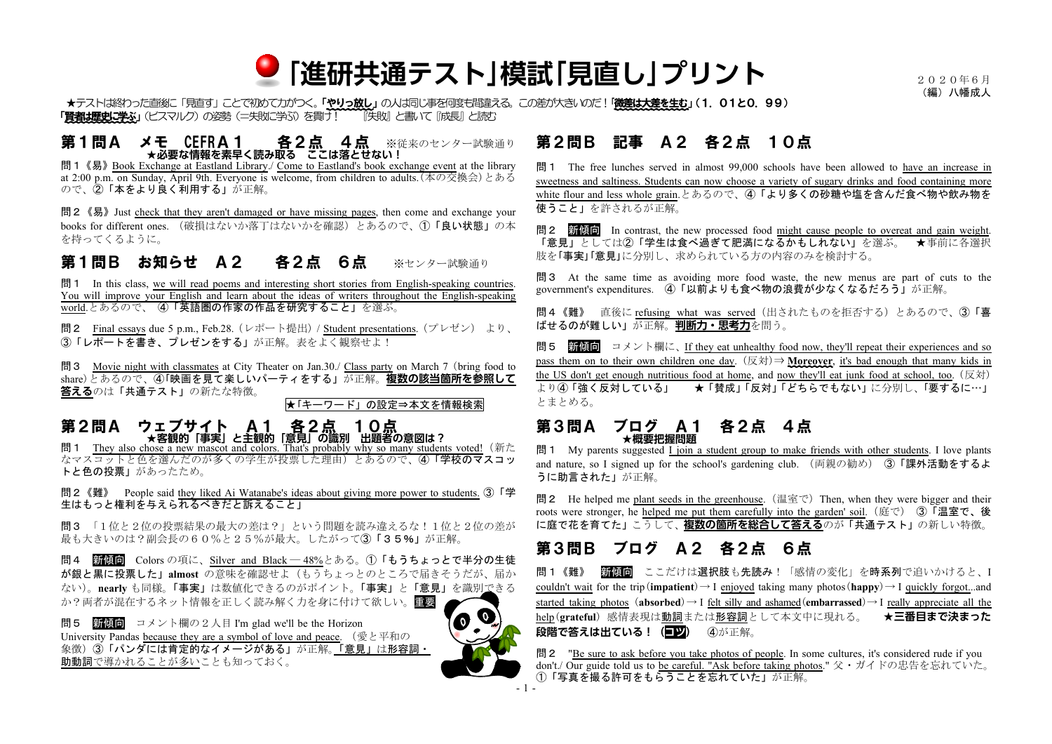# 「進研共通テスト」模試「見直し」プリント

2020年6月
（編）八幡成人

★テストは終わった直後に「見直す」ことで初めて力がつく。**「やりっ放し」**の人は同じ事を何度も間違える。この差が大きいのだ！**「微差は大差を生む」（1．01と0．99）**
**「賢者は歴史に学ぶ」**（ビスマルク）の姿勢（＝失敗に学ぶ）を貫け！　『失敗』と書いて『成長』と読む

## 第１問Ａ　メモ　CEFR A１　各２点　４点

※従来のセンター試験通り
**★必要な情報を素早く読み取る　ここは落とせない！**

問１《易》Book Exchange at Eastland Library./ Come to Eastland's book exchange event at the library at 2:00 p.m. on Sunday, April 9th. Everyone is welcome, from children to adults.（本の交換会）とあるので、②**「本をより良く利用する」**が正解。

問２《易》Just check that they aren't damaged or have missing pages, then come and exchange your books for different ones.（破損はないか落丁はないかを確認）とあるので、①**「良い状態」**の本を持ってくるように。

## 第１問Ｂ　お知らせ　Ａ２　各２点　６点

※センター試験通り

問１　In this class, we will read poems and interesting short stories from English-speaking countries. You will improve your English and learn about the ideas of writers throughout the English-speaking world.とあるので、④**「英語圏の作家の作品を研究すること」**を選ぶ。

問２　Final essays due 5 p.m., Feb.28.（レポート提出）/ Student presentations.（プレゼン）より、③**「レポートを書き、プレゼンをする」**が正解。表をよく観察せよ！

問３　Movie night with classmates at City Theater on Jan.30./ Class party on March 7 (bring food to share) とあるので、④**「映画を見て楽しいパーティをする」**が正解。**複数の該当箇所を参照して答える**のは**「共通テスト」**の新たな特徴。

★「キーワード」の設定⇒本文を情報検索

## 第２問Ａ　ウェブサイト　Ａ１　各２点　１０点

**★客観的「事実」と主観的「意見」の識別　出題者の意図は？**

問１　They also chose a new mascot and colors. That's probably why so many students voted!（新たなマスコットと色を選んだのが多くの学生が投票した理由）とあるので、④**「学校のマスコットと色の投票」**があったため。

問２《難》　People said they liked Ai Watanabe's ideas about giving more power to students. ③**「学生はもっと権利を与えられるべきだと訴えること」**

問３　「１位と２位の投票結果の最大の差は？」という問題を読み違えるな！１位と２位の差が最も大きいのは？副会長の６０％と２５％が最大。したがって③**「３５％」**が正解。

問４　**新傾向**　Colors の項に、Silver and Black — 48%とある。①**「もうちょっとで半分の生徒が銀と黒に投票した」almost** の意味を確認せよ（もうちょっとのところで届きそうだが、届かない）。**nearly** も同様。**「事実」**は数値化できるのがポイント。**「事実」**と**「意見」**を識別できるか？両者が混在するネット情報を正しく読み解く力を身に付けて欲しい。**重要**

問５　**新傾向**　コメント欄の２人目 I'm glad we'll be the Horizon University Pandas because they are a symbol of love and peace.（愛と平和の象徴）③**「パンダには肯定的なイメージがある」**が正解。**「意見」**は**形容詞・助動詞**で導かれることが多いことも知っておく。

## 第２問Ｂ　記事　Ａ２　各２点　１０点

問１　The free lunches served in almost 99,000 schools have been allowed to have an increase in sweetness and saltiness. Students can now choose a variety of sugary drinks and food containing more white flour and less whole grain.とあるので、④**「より多くの砂糖や塩を含んだ食べ物や飲み物を使うこと」**を許されるが正解。

問２　**新傾向**　In contrast, the new processed food might cause people to overeat and gain weight. **「意見」**としては②**「学生は食べ過ぎて肥満になるかもしれない」**を選ぶ。　★事前に各選択肢を**「事実」「意見」**に分別し、求められている方の内容のみを検討する。

問３　At the same time as avoiding more food waste, the new menus are part of cuts to the government's expenditures.　④**「以前よりも食べ物の浪費が少なくなるだろう」**が正解。

問４《難》　直後に refusing what was served（出されたものを拒否する）とあるので、③**「喜ばせるのが難しい」**が正解。**判断力・思考力**を問う。

問５　**新傾向**　コメント欄に、If they eat unhealthy food now, they'll repeat their experiences and so pass them on to their own children one day.（反対）⇒ **Moreover**, it's bad enough that many kids in the US don't get enough nutritious food at home, and now they'll eat junk food at school, too.（反対）より④**「強く反対している」**　★**「賛成」「反対」「どちらでもない」**に分別し、**「要するに…」**とまとめる。

## 第３問Ａ　ブログ　Ａ１　各２点　４点

**★概要把握問題**

問１　My parents suggested I join a student group to make friends with other students. I love plants and nature, so I signed up for the school's gardening club.（両親の勧め）③**「課外活動をするように助言された」**が正解。

問２　He helped me plant seeds in the greenhouse.（温室で）Then, when they were bigger and their roots were stronger, he helped me put them carefully into the garden' soil.（庭で）③**「温室で、後に庭で花を育てた」**こうして、**複数の箇所を総合して答える**のが**「共通テスト」**の新しい特徴。

## 第３問Ｂ　ブログ　Ａ２　各２点　６点

問１《難》　**新傾向**　ここだけは**選択肢**も**先読み**！「感情の変化」を**時系列**で追いかけると、I couldn't wait for the trip (**impatient**) → I enjoyed taking many photos (**happy**) → I quickly forgot...and started taking photos (**absorbed**) → I felt silly and ashamed (**embarrassed**) → I really appreciate all the help (**grateful**)　感情表現は**動詞**または**形容詞**として本文中に現れる。　**★三番目まで決まった段階で答えは出ている！（コツ）**　④が正解。

問２　"Be sure to ask before you take photos of people. In some cultures, it's considered rude if you don't./ Our guide told us to be careful. "Ask before taking photos."　父・ガイドの忠告を忘れていた。①**「写真を撮る許可をもらうことを忘れていた」**が正解。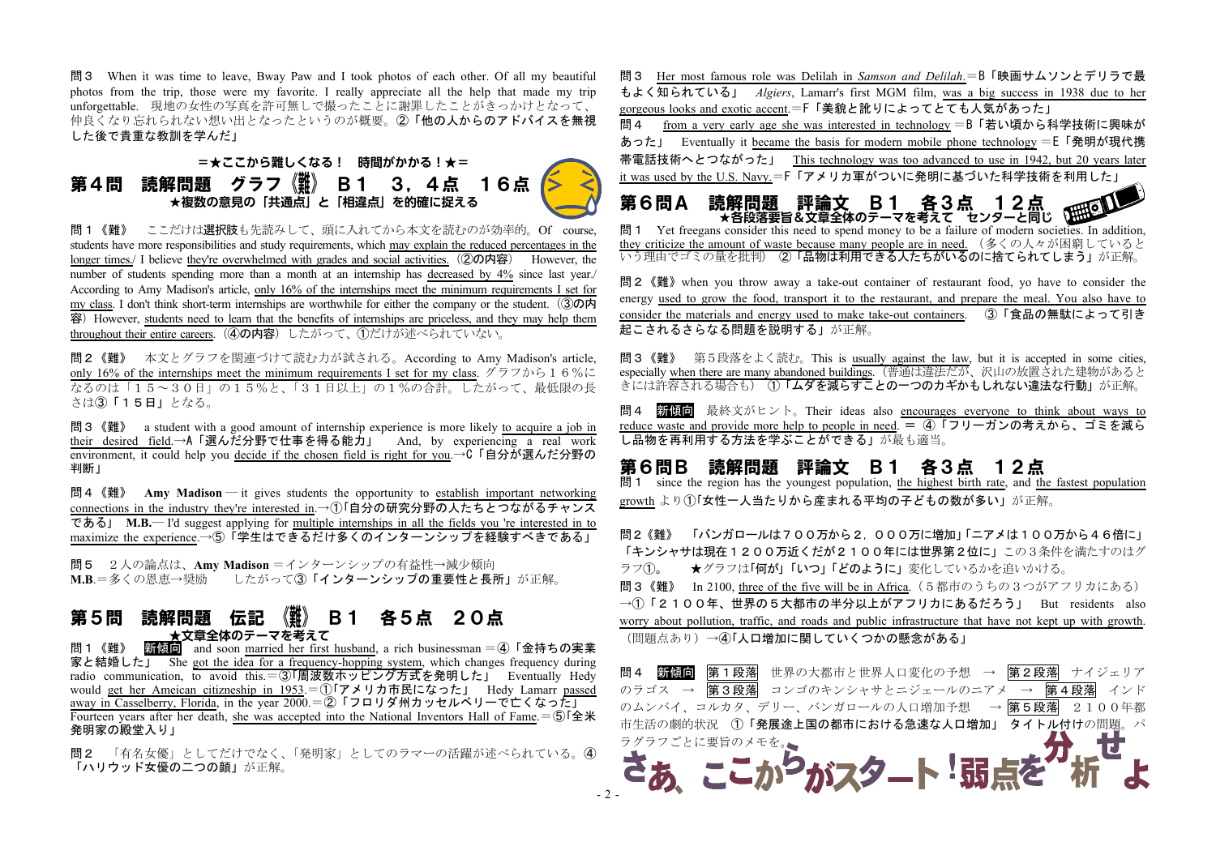問３　When it was time to leave, Bway Paw and I took photos of each other. Of all my beautiful photos from the trip, those were my favorite. I really appreciate all the help that made my trip unforgettable.　現地の女性の写真を許可無しで撮ったことに謝罪したことがきっかけとなって、仲良くなり忘れられない想い出となったというのが概要。**②「他の人からのアドバイスを無視した後で貴重な教訓を学んだ」**

**＝★ここから難しくなる！　時間がかかる！★＝**

## 第４問　読解問題　グラフ《難》 Ｂ１　３，４点　１６点

**★複数の意見の「共通点」と「相違点」を的確に捉える**

問１《難》　ここだけは選択肢も先読みして、頭に入れてから本文を読むのが効率的。Of course, students have more responsibilities and study requirements, which may explain the reduced percentages in the longer times./ I believe they're overwhelmed with grades and social activities.（②の内容）　However, the number of students spending more than a month at an internship has decreased by 4% since last year./ According to Amy Madison's article, only 16% of the internships meet the minimum requirements I set for my class. I don't think short-term internships are worthwhile for either the company or the student.（③の内容）However, students need to learn that the benefits of internships are priceless, and they may help them throughout their entire careers.（④の内容）したがって、①だけが述べられていない。

問２《難》　本文とグラフを関連づけて読む力が試される。According to Amy Madison's article, only 16% of the internships meet the minimum requirements I set for my class. グラフから１６％になるのは「１５～３０日」の１５％と、「３１日以上」の１％の合計。したがって、最低限の長さは**③「１５日」**となる。

問３《難》　a student with a good amount of internship experience is more likely to acquire a job in their desired field.→**A「選んだ分野で仕事を得る能力」**　And, by experiencing a real work environment, it could help you decide if the chosen field is right for you.→**C「自分が選んだ分野の判断」**

問４《難》　**Amy Madison**— it gives students the opportunity to establish important networking connections in the industry they're interested in.→**①「自分の研究分野の人たちとつながるチャンスである」**　**M.B.**— I'd suggest applying for multiple internships in all the fields you 're interested in to maximize the experience.→**⑤「学生はできるだけ多くのインターンシップを経験すべきである」**

問５　２人の論点は、**Amy Madison**＝インターンシップの有益性→減少傾向
**M.B.**＝多くの恩恵→奨励　　したがって**③「インターンシップの重要性と長所」**が正解。

## 第５問　読解問題　伝記　《難》 Ｂ１　各５点　２０点

**★文章全体のテーマを考えて**

問１《難》　新傾向　and soon married her first husband, a rich businessman＝**④「金持ちの実業家と結婚した」**　She got the idea for a frequency-hopping system, which changes frequency during radio communication, to avoid this.＝**③「周波数ホッピング方式を発明した」**　Eventually Hedy would get her Ameican citizneship in 1953.＝**①「アメリカ市民になった」**　Hedy Lamarr passed away in Casselberry, Florida, in the year 2000.＝**②「フロリダ州カッセルベリーで亡くなった」**　Fourteen years after her death, she was accepted into the National Inventors Hall of Fame.＝**⑤「全米発明家の殿堂入り」**

問２　「有名女優」としてだけでなく、「発明家」としてのラマーの活躍が述べられている。**④「ハリウッド女優の二つの顔」**が正解。

問３　Her most famous role was Delilah in *Samson and Delilah*.＝**B「映画サムソンとデリラで最もよく知られている」**　*Algiers*, Lamarr's first MGM film, was a big success in 1938 due to her gorgeous looks and exotic accent.＝**F「美貌と訛りによってとても人気があった」**

問４　from a very early age she was interested in technology＝**B「若い頃から科学技術に興味があった」**　Eventually it became the basis for modern mobile phone technology＝**E「発明が現代携帯電話技術へとつながった」**　This technology was too advanced to use in 1942, but 20 years later it was used by the U.S. Navy.＝**F「アメリカ軍がついに発明に基づいた科学技術を利用した」**

## 第６問Ａ　読解問題　評論文　Ｂ１　各３点　１２点

**★各段落要旨＆文章全体のテーマを考えて　センターと同じ**

問１　Yet freegans consider this need to spend money to be a failure of modern societies. In addition, they criticize the amount of waste because many people are in need.（多くの人々が困窮しているという理由でゴミの量を批判）**②「品物は利用できる人たちがいるのに捨てられてしまう」**が正解。

問２《難》when you throw away a take-out container of restaurant food, yo have to consider the energy used to grow the food, transport it to the restaurant, and prepare the meal. You also have to consider the materials and energy used to make take-out containers.　**③「食品の無駄によって引き起こされるさらなる問題を説明する」**が正解。

問３《難》　第５段落をよく読む。This is usually against the law, but it is accepted in some cities, especially when there are many abandoned buildings.（普通は違法だが、沢山の放置された建物があるときには許容される場合も）**①「ムダを減らすことの一つのカギかもしれない違法な行動」**が正解。

問４　新傾向　最終文がヒント。Their ideas also encourages everyone to think about ways to reduce waste and provide more help to people in need. ＝ **④「フリーガンの考えから、ゴミを減らし品物を再利用する方法を学ぶことができる」**が最も適当。

## 第６問Ｂ　読解問題　評論文　Ｂ１　各３点　１２点

問１　since the region has the youngest population, the highest birth rate, and the fastest population growth より**①「女性一人当たりから産まれる平均の子どもの数が多い」**が正解。

問２《難》　「バンガロールは７００万から２，０００万に増加」「ニアメは１００万から４６倍に」「キンシャサは現在１２００万近くだが２１００年には世界第２位に」この３条件を満たすのはグラフ①。　★グラフは「何が」「いつ」「どのように」変化しているかを追いかける。

問３《難》　In 2100, three of the five will be in Africa.（５都市のうちの３つがアフリカにある）→**①「２１００年、世界の５大都市の半分以上がアフリカにあるだろう」**　But residents also worry about pollution, traffic, and roads and public infrastructure that have not kept up with growth.（問題点あり）→**④「人口増加に関するいくつかの懸念がある」**

問４　新傾向　第１段落　世界の大都市と世界人口変化の予想　→　第２段落　ナイジェリアのラゴス　→　第３段落　コンゴのキンシャサとニジェールのニアメ　→　第４段落　インドのムンバイ、コルカタ、デリー、バンガロールの人口増加予想　→　第５段落　２１００年都市生活の劇的状況　**①「発展途上国の都市における急速な人口増加」**　タイトル付けの問題。パラグラフごとに要旨のメモを。

**さあ、ここからがスタート！弱点を分析せよ**